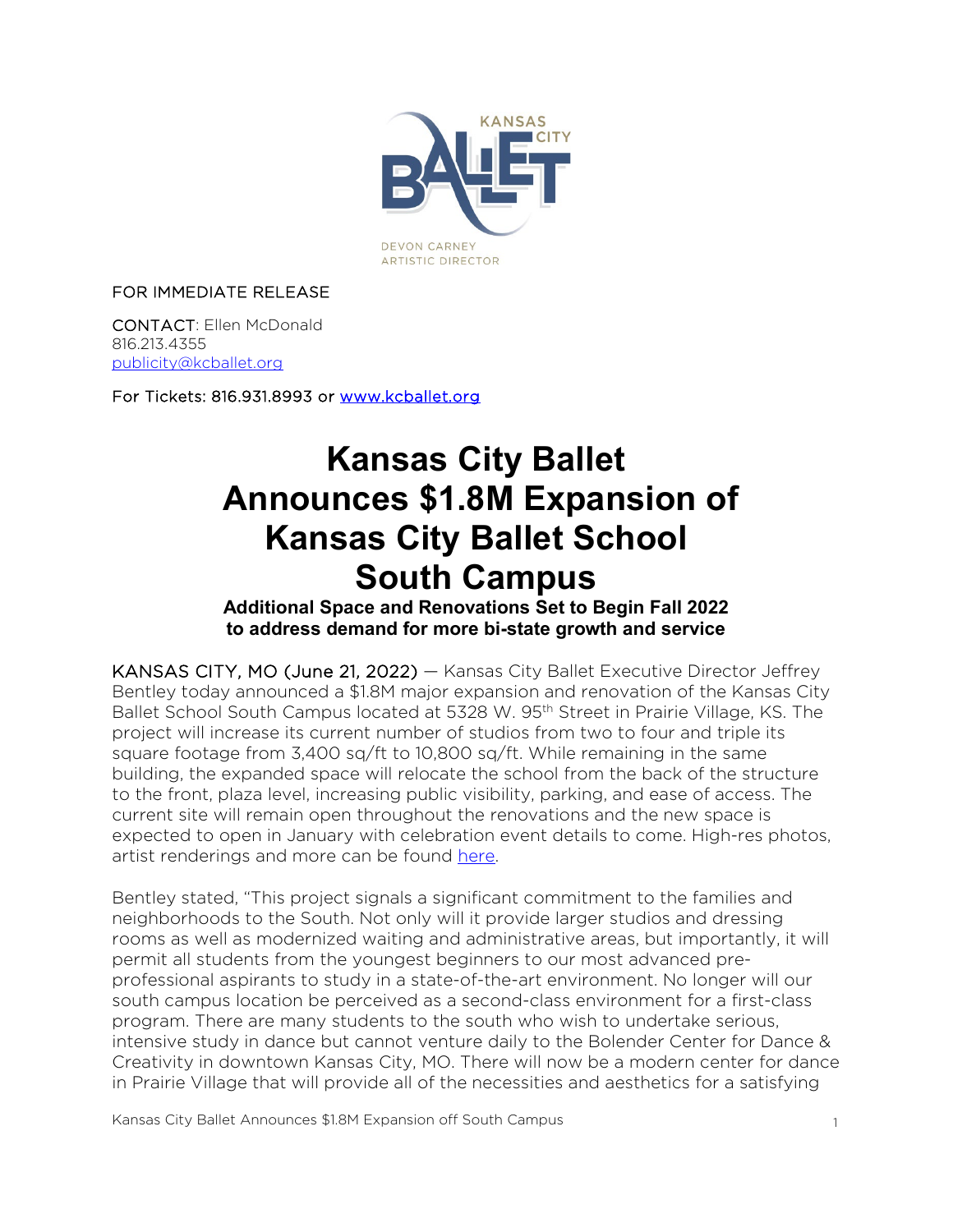KANSAS CITY BALLET

DEVON CARNEY
ARTISTIC DIRECTOR

FOR IMMEDIATE RELEASE

CONTACT: Ellen McDonald
816.213.4355
publicity@kcballet.org

For Tickets: 816.931.8993 or www.kcballet.org

# Kansas City Ballet Announces $1.8M Expansion of Kansas City Ballet School South Campus

### Additional Space and Renovations Set to Begin Fall 2022 to address demand for more bi-state growth and service

KANSAS CITY, MO (June 21, 2022) — Kansas City Ballet Executive Director Jeffrey Bentley today announced a $1.8M major expansion and renovation of the Kansas City Ballet School South Campus located at 5328 W. 95th Street in Prairie Village, KS. The project will increase its current number of studios from two to four and triple its square footage from 3,400 sq/ft to 10,800 sq/ft. While remaining in the same building, the expanded space will relocate the school from the back of the structure to the front, plaza level, increasing public visibility, parking, and ease of access. The current site will remain open throughout the renovations and the new space is expected to open in January with celebration event details to come. High-res photos, artist renderings and more can be found here.

Bentley stated, "This project signals a significant commitment to the families and neighborhoods to the South. Not only will it provide larger studios and dressing rooms as well as modernized waiting and administrative areas, but importantly, it will permit all students from the youngest beginners to our most advanced pre-professional aspirants to study in a state-of-the-art environment. No longer will our south campus location be perceived as a second-class environment for a first-class program. There are many students to the south who wish to undertake serious, intensive study in dance but cannot venture daily to the Bolender Center for Dance & Creativity in downtown Kansas City, MO. There will now be a modern center for dance in Prairie Village that will provide all of the necessities and aesthetics for a satisfying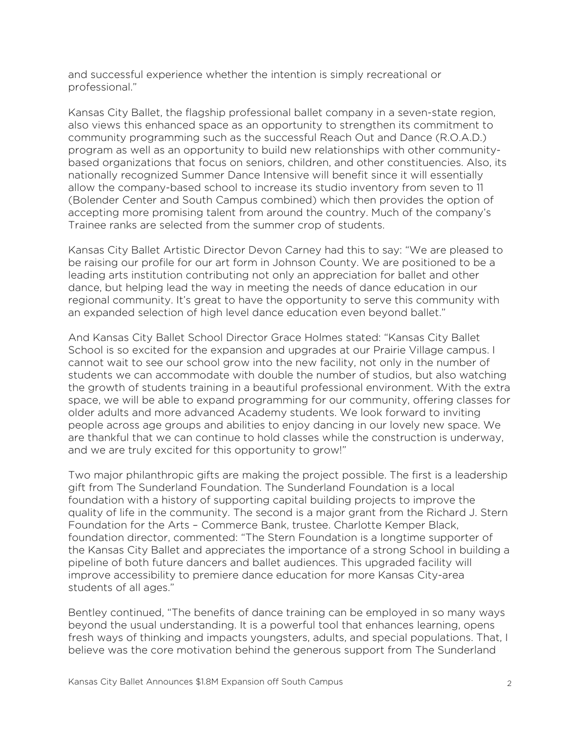and successful experience whether the intention is simply recreational or professional."

Kansas City Ballet, the flagship professional ballet company in a seven-state region, also views this enhanced space as an opportunity to strengthen its commitment to community programming such as the successful Reach Out and Dance (R.O.A.D.) program as well as an opportunity to build new relationships with other community-based organizations that focus on seniors, children, and other constituencies. Also, its nationally recognized Summer Dance Intensive will benefit since it will essentially allow the company-based school to increase its studio inventory from seven to 11 (Bolender Center and South Campus combined) which then provides the option of accepting more promising talent from around the country. Much of the company's Trainee ranks are selected from the summer crop of students.

Kansas City Ballet Artistic Director Devon Carney had this to say: "We are pleased to be raising our profile for our art form in Johnson County. We are positioned to be a leading arts institution contributing not only an appreciation for ballet and other dance, but helping lead the way in meeting the needs of dance education in our regional community. It's great to have the opportunity to serve this community with an expanded selection of high level dance education even beyond ballet."

And Kansas City Ballet School Director Grace Holmes stated: "Kansas City Ballet School is so excited for the expansion and upgrades at our Prairie Village campus. I cannot wait to see our school grow into the new facility, not only in the number of students we can accommodate with double the number of studios, but also watching the growth of students training in a beautiful professional environment. With the extra space, we will be able to expand programming for our community, offering classes for older adults and more advanced Academy students. We look forward to inviting people across age groups and abilities to enjoy dancing in our lovely new space. We are thankful that we can continue to hold classes while the construction is underway, and we are truly excited for this opportunity to grow!"

Two major philanthropic gifts are making the project possible. The first is a leadership gift from The Sunderland Foundation. The Sunderland Foundation is a local foundation with a history of supporting capital building projects to improve the quality of life in the community. The second is a major grant from the Richard J. Stern Foundation for the Arts – Commerce Bank, trustee. Charlotte Kemper Black, foundation director, commented: "The Stern Foundation is a longtime supporter of the Kansas City Ballet and appreciates the importance of a strong School in building a pipeline of both future dancers and ballet audiences. This upgraded facility will improve accessibility to premiere dance education for more Kansas City-area students of all ages."

Bentley continued, "The benefits of dance training can be employed in so many ways beyond the usual understanding. It is a powerful tool that enhances learning, opens fresh ways of thinking and impacts youngsters, adults, and special populations. That, I believe was the core motivation behind the generous support from The Sunderland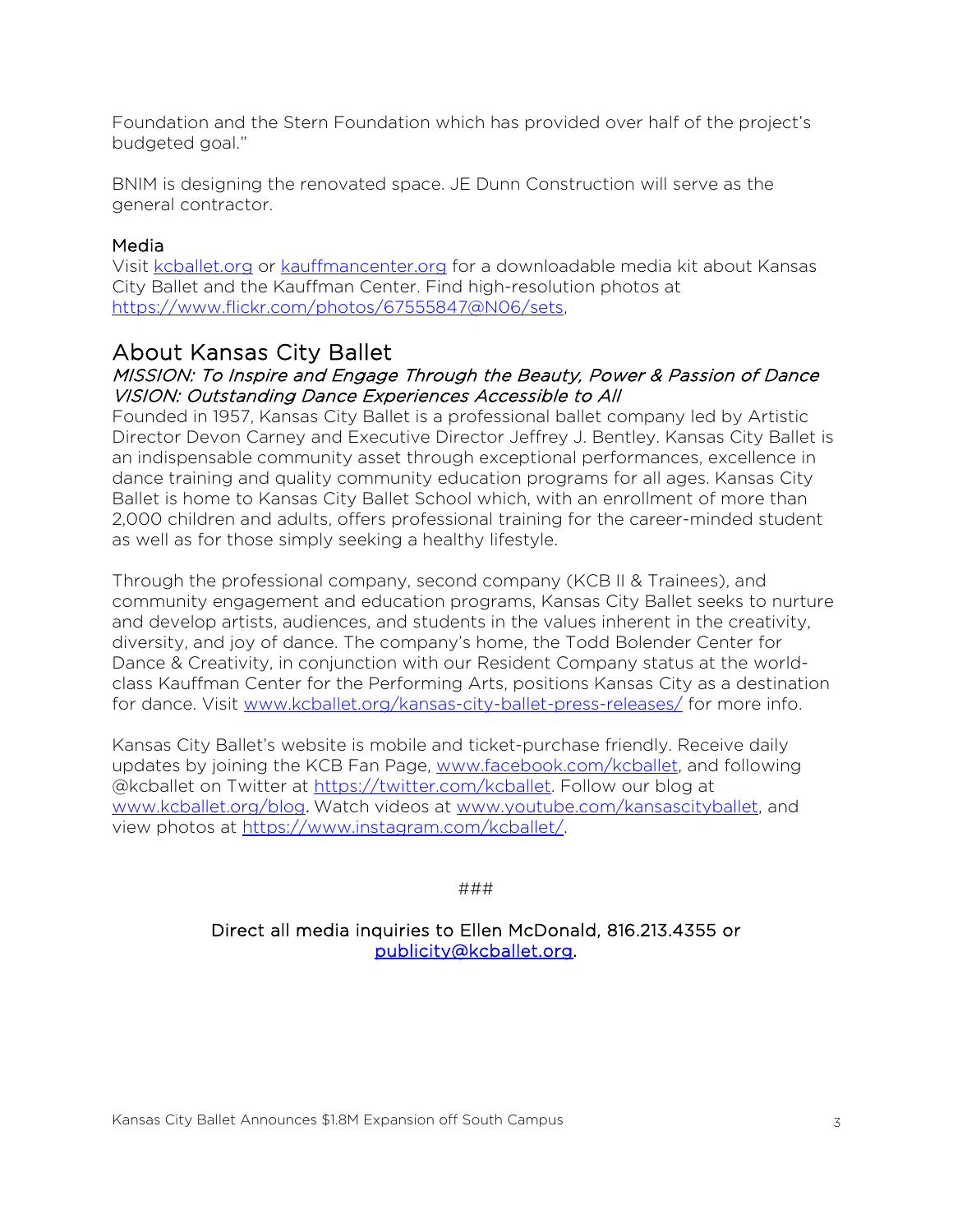Foundation and the Stern Foundation which has provided over half of the project's budgeted goal."

BNIM is designing the renovated space. JE Dunn Construction will serve as the general contractor.

### Media

Visit kcballet.org or kauffmancenter.org for a downloadable media kit about Kansas City Ballet and the Kauffman Center. Find high-resolution photos at https://www.flickr.com/photos/67555847@N06/sets,

## About Kansas City Ballet

*MISSION: To Inspire and Engage Through the Beauty, Power & Passion of Dance*
*VISION: Outstanding Dance Experiences Accessible to All*

Founded in 1957, Kansas City Ballet is a professional ballet company led by Artistic Director Devon Carney and Executive Director Jeffrey J. Bentley. Kansas City Ballet is an indispensable community asset through exceptional performances, excellence in dance training and quality community education programs for all ages. Kansas City Ballet is home to Kansas City Ballet School which, with an enrollment of more than 2,000 children and adults, offers professional training for the career-minded student as well as for those simply seeking a healthy lifestyle.

Through the professional company, second company (KCB II & Trainees), and community engagement and education programs, Kansas City Ballet seeks to nurture and develop artists, audiences, and students in the values inherent in the creativity, diversity, and joy of dance. The company's home, the Todd Bolender Center for Dance & Creativity, in conjunction with our Resident Company status at the world-class Kauffman Center for the Performing Arts, positions Kansas City as a destination for dance. Visit www.kcballet.org/kansas-city-ballet-press-releases/ for more info.

Kansas City Ballet's website is mobile and ticket-purchase friendly. Receive daily updates by joining the KCB Fan Page, www.facebook.com/kcballet, and following @kcballet on Twitter at https://twitter.com/kcballet. Follow our blog at www.kcballet.org/blog. Watch videos at www.youtube.com/kansascityballet, and view photos at https://www.instagram.com/kcballet/.

###

Direct all media inquiries to Ellen McDonald, 816.213.4355 or publicity@kcballet.org.